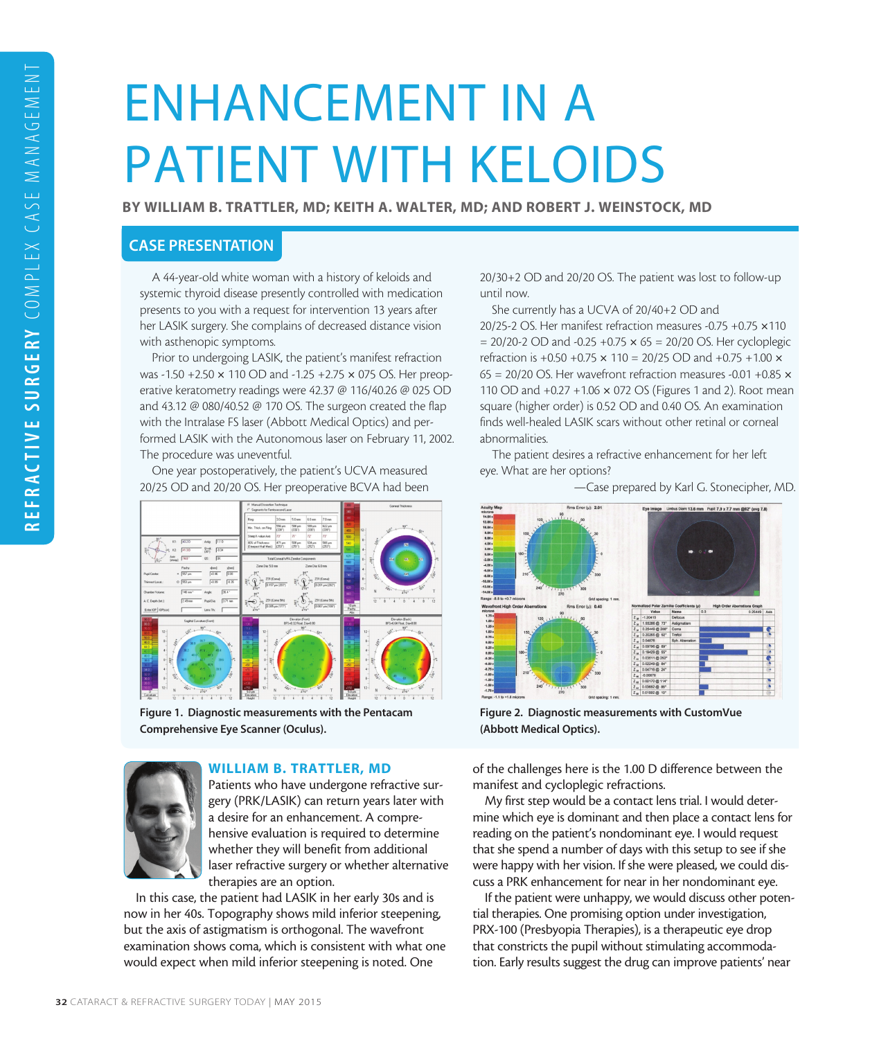# ENHANCEMENT IN A PATIENT WITH KELOIDS

**BY WILLIAM B. TRATTLER, MD; KEITH A. WALTER, MD; AND ROBERT J. WEINSTOCK, MD**

## CASE PRESENTATION

A 44-year-old white woman with a history of keloids and systemic thyroid disease presently controlled with medication presents to you with a request for intervention 13 years after her LASIK surgery. She complains of decreased distance vision with asthenopic symptoms.

Prior to undergoing LASIK, the patient's manifest refraction was -1.50 +2.50 × 110 OD and -1.25 +2.75 × 075 OS. Her preoperative keratometry readings were 42.37 @ 116/40.26 @ 025 OD and 43.12 @ 080/40.52 @ 170 OS. The surgeon created the flap with the Intralase FS laser (Abbott Medical Optics) and performed LASIK with the Autonomous laser on February 11, 2002. The procedure was uneventful.

One year postoperatively, the patient's UCVA measured 20/25 OD and 20/20 OS. Her preoperative BCVA had been 20/30+2 OD and 20/20 OS. The patient was lost to follow-up until now.

She currently has a UCVA of 20/40+2 OD and 20/25-2 OS. Her manifest refraction measures -0.75 +0.75 ×110 = 20/20-2 OD and -0.25 +0.75 × 65 = 20/20 OS. Her cycloplegic refraction is +0.50 +0.75 × 110 = 20/25 OD and +0.75 +1.00 × 65 = 20/20 OS. Her wavefront refraction measures -0.01 +0.85 × 110 OD and +0.27 +1.06 × 072 OS (Figures 1 and 2). Root mean square (higher order) is 0.52 OD and 0.40 OS. An examination finds well-healed LASIK scars without other retinal or corneal abnormalities.

The patient desires a refractive enhancement for her left eye. What are her options?

—Case prepared by Karl G. Stonecipher, MD.

**Figure 1. Diagnostic measurements with the Pentacam Comprehensive Eye Scanner (Oculus).**

**Figure 2. Diagnostic measurements with CustomVue (Abbott Medical Optics).**

### WILLIAM B. TRATTLER, MD

Patients who have undergone refractive surgery (PRK/LASIK) can return years later with a desire for an enhancement. A comprehensive evaluation is required to determine whether they will benefit from additional laser refractive surgery or whether alternative therapies are an option.

In this case, the patient had LASIK in her early 30s and is now in her 40s. Topography shows mild inferior steepening, but the axis of astigmatism is orthogonal. The wavefront examination shows coma, which is consistent with what one would expect when mild inferior steepening is noted. One of the challenges here is the 1.00 D difference between the manifest and cycloplegic refractions.

My first step would be a contact lens trial. I would determine which eye is dominant and then place a contact lens for reading on the patient's nondominant eye. I would request that she spend a number of days with this setup to see if she were happy with her vision. If she were pleased, we could discuss a PRK enhancement for near in her nondominant eye.

If the patient were unhappy, we would discuss other potential therapies. One promising option under investigation, PRX-100 (Presbyopia Therapies), is a therapeutic eye drop that constricts the pupil without stimulating accommodation. Early results suggest the drug can improve patients' near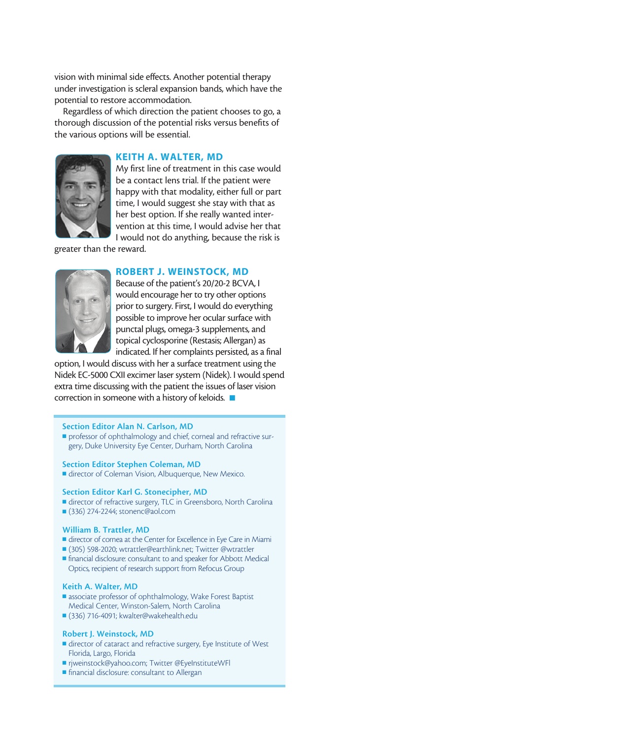vision with minimal side effects. Another potential therapy under investigation is scleral expansion bands, which have the potential to restore accommodation.

Regardless of which direction the patient chooses to go, a thorough discussion of the potential risks versus benefits of the various options will be essential.

## KEITH A. WALTER, MD

My first line of treatment in this case would be a contact lens trial. If the patient were happy with that modality, either full or part time, I would suggest she stay with that as her best option. If she really wanted intervention at this time, I would advise her that I would not do anything, because the risk is greater than the reward.

## ROBERT J. WEINSTOCK, MD

Because of the patient's 20/20-2 BCVA, I would encourage her to try other options prior to surgery. First, I would do everything possible to improve her ocular surface with punctal plugs, omega-3 supplements, and topical cyclosporine (Restasis; Allergan) as indicated. If her complaints persisted, as a final option, I would discuss with her a surface treatment using the Nidek EC-5000 CXII excimer laser system (Nidek). I would spend extra time discussing with the patient the issues of laser vision correction in someone with a history of keloids. ■

---

**Section Editor Alan N. Carlson, MD**
- professor of ophthalmology and chief, corneal and refractive surgery, Duke University Eye Center, Durham, North Carolina

**Section Editor Stephen Coleman, MD**
- director of Coleman Vision, Albuquerque, New Mexico.

**Section Editor Karl G. Stonecipher, MD**
- director of refractive surgery, TLC in Greensboro, North Carolina
- (336) 274-2244; stonenc@aol.com

**William B. Trattler, MD**
- director of cornea at the Center for Excellence in Eye Care in Miami
- (305) 598-2020; wtrattler@earthlink.net; Twitter @wtrattler
- financial disclosure: consultant to and speaker for Abbott Medical Optics, recipient of research support from Refocus Group

**Keith A. Walter, MD**
- associate professor of ophthalmology, Wake Forest Baptist Medical Center, Winston-Salem, North Carolina
- (336) 716-4091; kwalter@wakehealth.edu

**Robert J. Weinstock, MD**
- director of cataract and refractive surgery, Eye Institute of West Florida, Largo, Florida
- rjweinstock@yahoo.com; Twitter @EyeInstituteWFl
- financial disclosure: consultant to Allergan